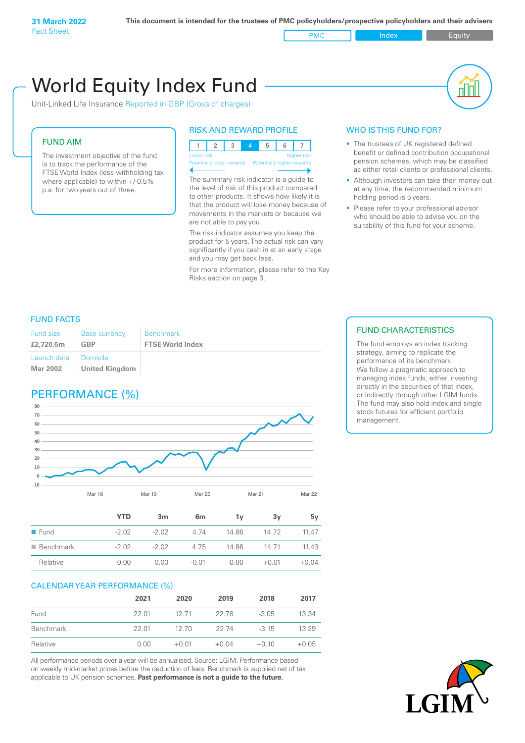**31 March 2022**
Fact Sheet

**This document is intended for the trustees of PMC policyholders/prospective policyholders and their advisers**

PMC | Index | Equity

# World Equity Index Fund

Unit-Linked Life Insurance Reported in GBP (Gross of charges)

## FUND AIM

The investment objective of the fund is to track the performance of the FTSE World Index (less withholding tax where applicable) to within +/-0.5% p.a. for two years out of three.

## RISK AND REWARD PROFILE

| 1 | 2 | 3 | 4 | 5 | 6 | 7 |
|---|---|---|---|---|---|---|

Lower risk — Higher risk
Potentially lower rewards — Potentially higher rewards

The summary risk indicator is a guide to the level of risk of this product compared to other products. It shows how likely it is that the product will lose money because of movements in the markets or because we are not able to pay you.

The risk indicator assumes you keep the product for 5 years. The actual risk can vary significantly if you cash in at an early stage and you may get back less.

For more information, please refer to the Key Risks section on page 3.

## WHO IS THIS FUND FOR?

- The trustees of UK registered defined benefit or defined contribution occupational pension schemes, which may be classified as either retail clients or professional clients.
- Although investors can take their money out at any time, the recommended minimum holding period is 5 years.
- Please refer to your professional advisor who should be able to advise you on the suitability of this fund for your scheme.

## FUND FACTS

| Fund size | Base currency | Benchmark |
|---|---|---|
| **£2,720.5m** | **GBP** | **FTSE World Index** |
| Launch date | Domicile | |
| **Mar 2002** | **United Kingdom** | |

## FUND CHARACTERISTICS

The fund employs an index tracking strategy, aiming to replicate the performance of its benchmark. We follow a pragmatic approach to managing index funds, either investing directly in the securities of that index, or indirectly through other LGIM funds. The fund may also hold index and single stock futures for efficient portfolio management.

## PERFORMANCE (%)

| | YTD | 3m | 6m | 1y | 3y | 5y |
|---|---|---|---|---|---|---|
| Fund | -2.02 | -2.02 | 4.74 | 14.86 | 14.72 | 11.47 |
| Benchmark | -2.02 | -2.02 | 4.75 | 14.86 | 14.71 | 11.43 |
| Relative | 0.00 | 0.00 | -0.01 | 0.00 | +0.01 | +0.04 |

## CALENDAR YEAR PERFORMANCE (%)

| | 2021 | 2020 | 2019 | 2018 | 2017 |
|---|---|---|---|---|---|
| Fund | 22.01 | 12.71 | 22.78 | -3.05 | 13.34 |
| Benchmark | 22.01 | 12.70 | 22.74 | -3.15 | 13.29 |
| Relative | 0.00 | +0.01 | +0.04 | +0.10 | +0.05 |

All performance periods over a year will be annualised. Source: LGIM. Performance based on weekly mid-market prices before the deduction of fees. Benchmark is supplied net of tax applicable to UK pension schemes. **Past performance is not a guide to the future.**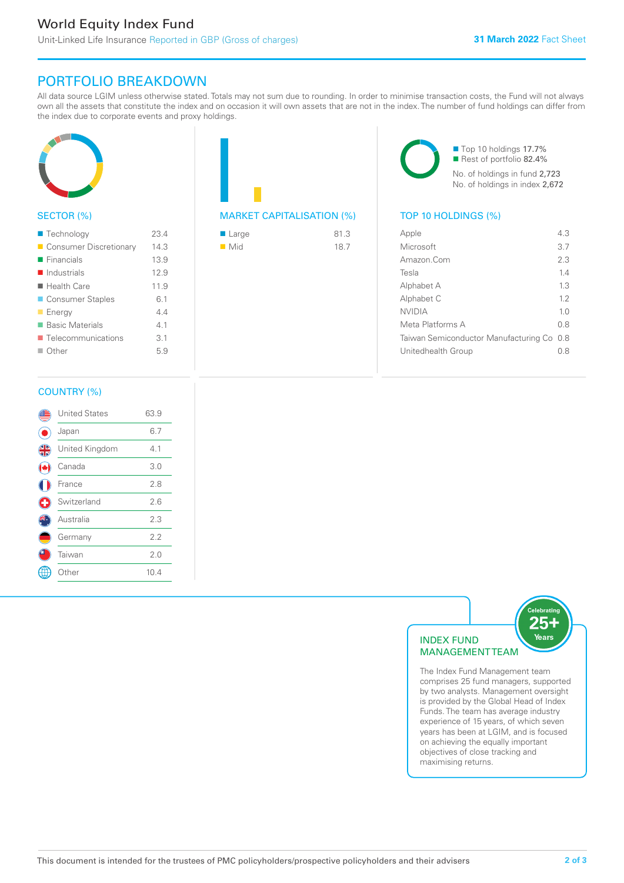# World Equity Index Fund

Unit-Linked Life Insurance Reported in GBP (Gross of charges)

**31 March 2022** Fact Sheet

## PORTFOLIO BREAKDOWN

All data source LGIM unless otherwise stated. Totals may not sum due to rounding. In order to minimise transaction costs, the Fund will not always own all the assets that constitute the index and on occasion it will own assets that are not in the index. The number of fund holdings can differ from the index due to corporate events and proxy holdings.

### SECTOR (%)

| Sector | % |
|---|---|
| Technology | 23.4 |
| Consumer Discretionary | 14.3 |
| Financials | 13.9 |
| Industrials | 12.9 |
| Health Care | 11.9 |
| Consumer Staples | 6.1 |
| Energy | 4.4 |
| Basic Materials | 4.1 |
| Telecommunications | 3.1 |
| Other | 5.9 |

### MARKET CAPITALISATION (%)

| Market Capitalisation | % |
|---|---|
| Large | 81.3 |
| Mid | 18.7 |

Top 10 holdings 17.7%
Rest of portfolio 82.4%

No. of holdings in fund 2,723
No. of holdings in index 2,672

### TOP 10 HOLDINGS (%)

| Holding | % |
|---|---|
| Apple | 4.3 |
| Microsoft | 3.7 |
| Amazon.Com | 2.3 |
| Tesla | 1.4 |
| Alphabet A | 1.3 |
| Alphabet C | 1.2 |
| NVIDIA | 1.0 |
| Meta Platforms A | 0.8 |
| Taiwan Semiconductor Manufacturing Co | 0.8 |
| Unitedhealth Group | 0.8 |

### COUNTRY (%)

| Country | % |
|---|---|
| United States | 63.9 |
| Japan | 6.7 |
| United Kingdom | 4.1 |
| Canada | 3.0 |
| France | 2.8 |
| Switzerland | 2.6 |
| Australia | 2.3 |
| Germany | 2.2 |
| Taiwan | 2.0 |
| Other | 10.4 |

### INDEX FUND MANAGEMENT TEAM

Celebrating 25+ Years

The Index Fund Management team comprises 25 fund managers, supported by two analysts. Management oversight is provided by the Global Head of Index Funds. The team has average industry experience of 15 years, of which seven years has been at LGIM, and is focused on achieving the equally important objectives of close tracking and maximising returns.

This document is intended for the trustees of PMC policyholders/prospective policyholders and their advisers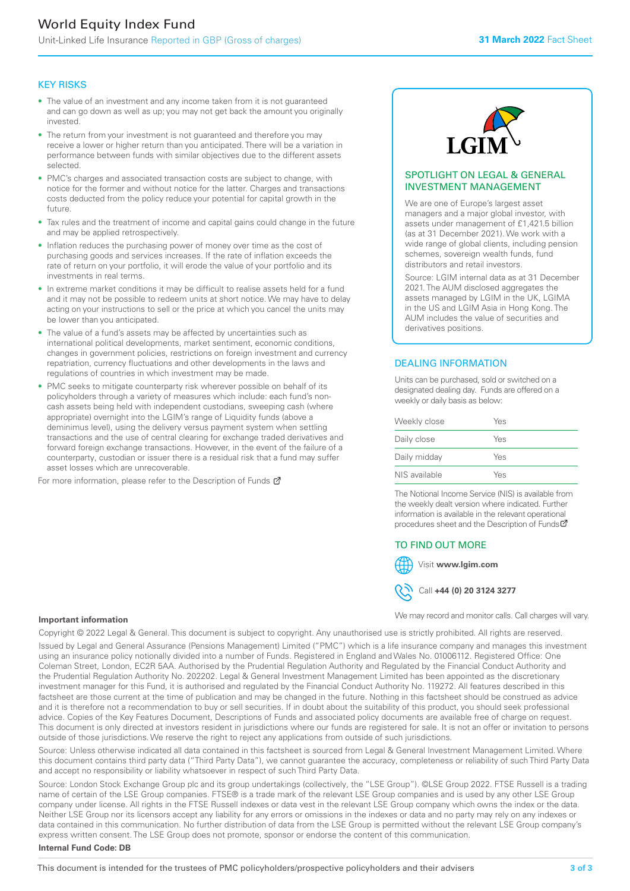# World Equity Index Fund

Unit-Linked Life Insurance Reported in GBP (Gross of charges)

**31 March 2022** Fact Sheet

## KEY RISKS

- The value of an investment and any income taken from it is not guaranteed and can go down as well as up; you may not get back the amount you originally invested.
- The return from your investment is not guaranteed and therefore you may receive a lower or higher return than you anticipated. There will be a variation in performance between funds with similar objectives due to the different assets selected.
- PMC's charges and associated transaction costs are subject to change, with notice for the former and without notice for the latter. Charges and transactions costs deducted from the policy reduce your potential for capital growth in the future.
- Tax rules and the treatment of income and capital gains could change in the future and may be applied retrospectively.
- Inflation reduces the purchasing power of money over time as the cost of purchasing goods and services increases. If the rate of inflation exceeds the rate of return on your portfolio, it will erode the value of your portfolio and its investments in real terms.
- In extreme market conditions it may be difficult to realise assets held for a fund and it may not be possible to redeem units at short notice. We may have to delay acting on your instructions to sell or the price at which you cancel the units may be lower than you anticipated.
- The value of a fund's assets may be affected by uncertainties such as international political developments, market sentiment, economic conditions, changes in government policies, restrictions on foreign investment and currency repatriation, currency fluctuations and other developments in the laws and regulations of countries in which investment may be made.
- PMC seeks to mitigate counterparty risk wherever possible on behalf of its policyholders through a variety of measures which include: each fund's non-cash assets being held with independent custodians, sweeping cash (where appropriate) overnight into the LGIM's range of Liquidity funds (above a deminimus level), using the delivery versus payment system when settling transactions and the use of central clearing for exchange traded derivatives and forward foreign exchange transactions. However, in the event of the failure of a counterparty, custodian or issuer there is a residual risk that a fund may suffer asset losses which are unrecoverable.

For more information, please refer to the Description of Funds

## SPOTLIGHT ON LEGAL & GENERAL INVESTMENT MANAGEMENT

We are one of Europe's largest asset managers and a major global investor, with assets under management of £1,421.5 billion (as at 31 December 2021). We work with a wide range of global clients, including pension schemes, sovereign wealth funds, fund distributors and retail investors.

Source: LGIM internal data as at 31 December 2021. The AUM disclosed aggregates the assets managed by LGIM in the UK, LGIMA in the US and LGIM Asia in Hong Kong. The AUM includes the value of securities and derivatives positions.

## DEALING INFORMATION

Units can be purchased, sold or switched on a designated dealing day. Funds are offered on a weekly or daily basis as below:

| | |
|---|---|
| Weekly close | Yes |
| Daily close | Yes |
| Daily midday | Yes |
| NIS available | Yes |

The Notional Income Service (NIS) is available from the weekly dealt version where indicated. Further information is available in the relevant operational procedures sheet and the Description of Funds

## TO FIND OUT MORE

Visit **www.lgim.com**

Call **+44 (0) 20 3124 3277**

We may record and monitor calls. Call charges will vary.

**Important information**

Copyright © 2022 Legal & General. This document is subject to copyright. Any unauthorised use is strictly prohibited. All rights are reserved.

Issued by Legal and General Assurance (Pensions Management) Limited ("PMC") which is a life insurance company and manages this investment using an insurance policy notionally divided into a number of Funds. Registered in England and Wales No. 01006112. Registered Office: One Coleman Street, London, EC2R 5AA. Authorised by the Prudential Regulation Authority and Regulated by the Financial Conduct Authority and the Prudential Regulation Authority No. 202202. Legal & General Investment Management Limited has been appointed as the discretionary investment manager for this Fund, it is authorised and regulated by the Financial Conduct Authority No. 119272. All features described in this factsheet are those current at the time of publication and may be changed in the future. Nothing in this factsheet should be construed as advice and it is therefore not a recommendation to buy or sell securities. If in doubt about the suitability of this product, you should seek professional advice. Copies of the Key Features Document, Descriptions of Funds and associated policy documents are available free of charge on request. This document is only directed at investors resident in jurisdictions where our funds are registered for sale. It is not an offer or invitation to persons outside of those jurisdictions. We reserve the right to reject any applications from outside of such jurisdictions.

Source: Unless otherwise indicated all data contained in this factsheet is sourced from Legal & General Investment Management Limited. Where this document contains third party data ("Third Party Data"), we cannot guarantee the accuracy, completeness or reliability of such Third Party Data and accept no responsibility or liability whatsoever in respect of such Third Party Data.

Source: London Stock Exchange Group plc and its group undertakings (collectively, the "LSE Group"). ©LSE Group 2022. FTSE Russell is a trading name of certain of the LSE Group companies. FTSE® is a trade mark of the relevant LSE Group companies and is used by any other LSE Group company under license. All rights in the FTSE Russell indexes or data vest in the relevant LSE Group company which owns the index or the data. Neither LSE Group nor its licensors accept any liability for any errors or omissions in the indexes or data and no party may rely on any indexes or data contained in this communication. No further distribution of data from the LSE Group is permitted without the relevant LSE Group company's express written consent. The LSE Group does not promote, sponsor or endorse the content of this communication.

**Internal Fund Code: DB**

This document is intended for the trustees of PMC policyholders/prospective policyholders and their advisers